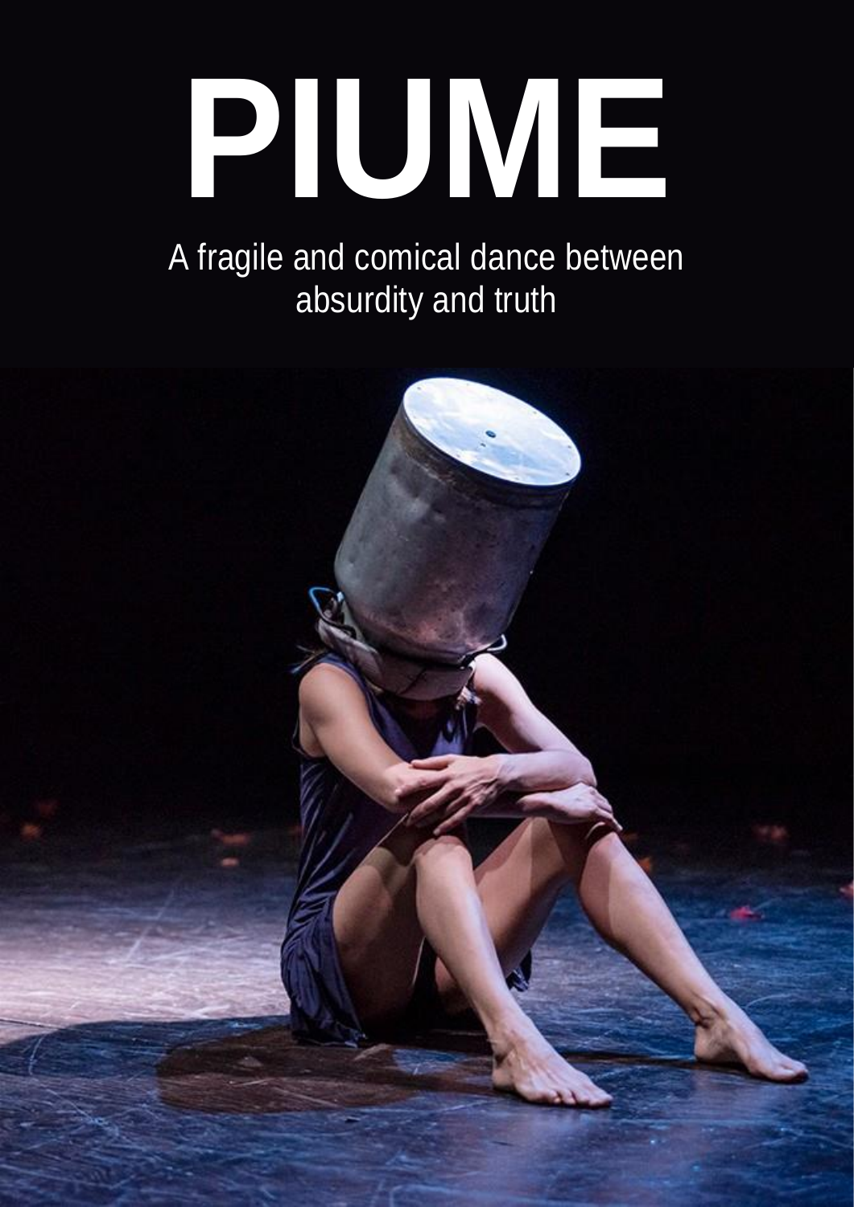# PIUME

A fragile and comical dance between absurdity and truth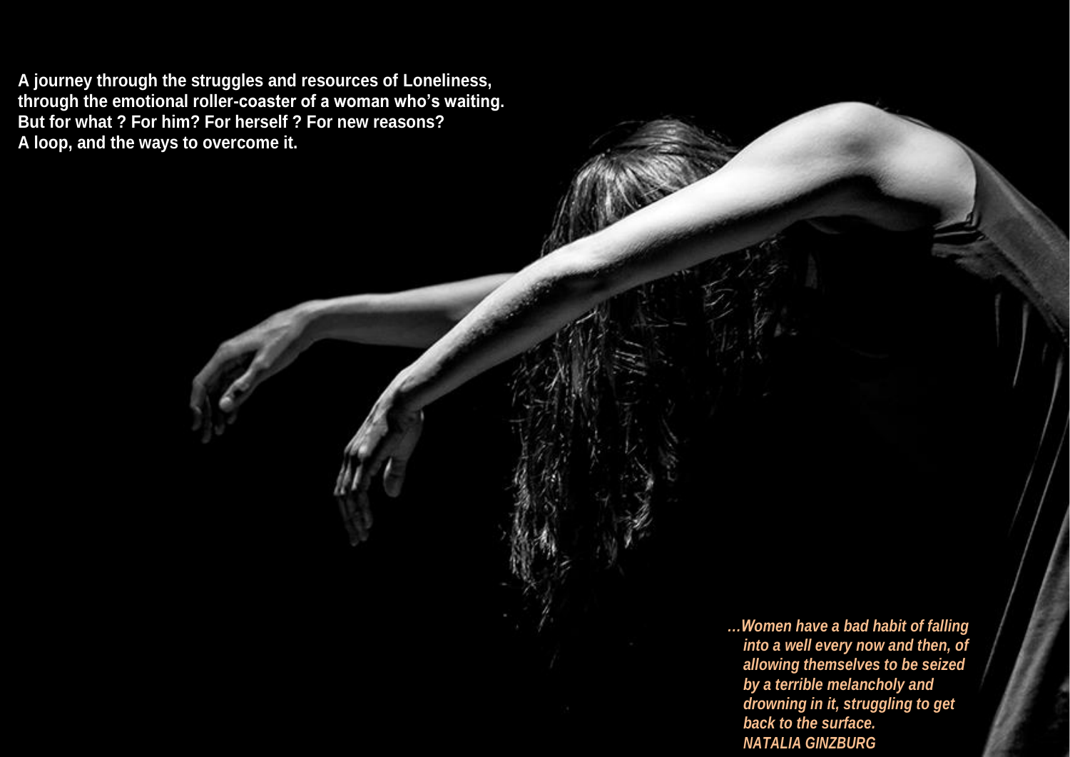**A journey through the struggles and resources of Loneliness, through the emotional roller-coaster of a woman who's waiting. But for what ? For him? For herself ? For new reasons? A loop, and the ways to overcome it.**

***…Women have a bad habit of falling into a well every now and then, of allowing themselves to be seized by a terrible melancholy and drowning in it, struggling to get back to the surface.***
***NATALIA GINZBURG***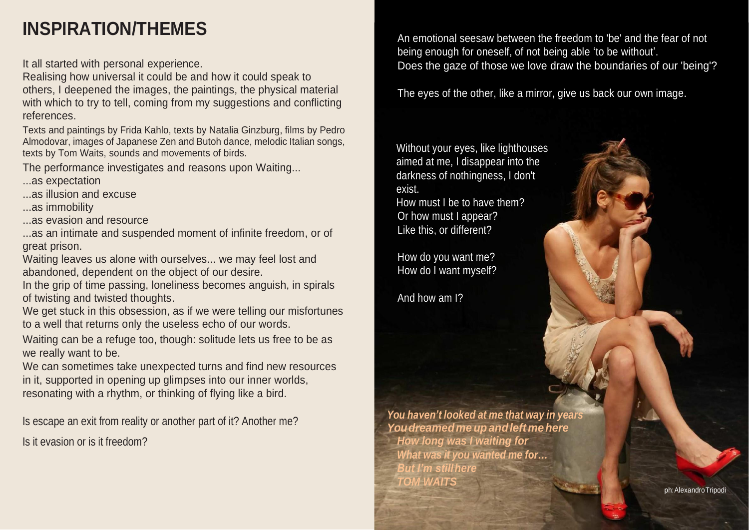# INSPIRATION/THEMES

It all started with personal experience.
Realising how universal it could be and how it could speak to others, I deepened the images, the paintings, the physical material with which to try to tell, coming from my suggestions and conflicting references.

Texts and paintings by Frida Kahlo, texts by Natalia Ginzburg, films by Pedro Almodovar, images of Japanese Zen and Butoh dance, melodic Italian songs, texts by Tom Waits, sounds and movements of birds.

The performance investigates and reasons upon Waiting...
...as expectation
...as illusion and excuse
...as immobility
...as evasion and resource
...as an intimate and suspended moment of infinite freedom, or of great prison.
Waiting leaves us alone with ourselves... we may feel lost and abandoned, dependent on the object of our desire.
In the grip of time passing, loneliness becomes anguish, in spirals of twisting and twisted thoughts.
We get stuck in this obsession, as if we were telling our misfortunes to a well that returns only the useless echo of our words.
Waiting can be a refuge too, though: solitude lets us free to be as we really want to be.
We can sometimes take unexpected turns and find new resources in it, supported in opening up glimpses into our inner worlds, resonating with a rhythm, or thinking of flying like a bird.

Is escape an exit from reality or another part of it? Another me?

Is it evasion or is it freedom?

An emotional seesaw between the freedom to 'be' and the fear of not being enough for oneself, of not being able 'to be without'.
Does the gaze of those we love draw the boundaries of our 'being'?

The eyes of the other, like a mirror, give us back our own image.

Without your eyes, like lighthouses aimed at me, I disappear into the darkness of nothingness, I don't exist.
How must I be to have them?
Or how must I appear?
Like this, or different?

How do you want me?
How do I want myself?

And how am I?

***You haven't looked at me that way in years***
***You dreamed me up and left me here***
***How long was I waiting for***
***What was it you wanted me for…***
***But I'm still here***
***TOM WAITS***

ph: Alexandro Tripodi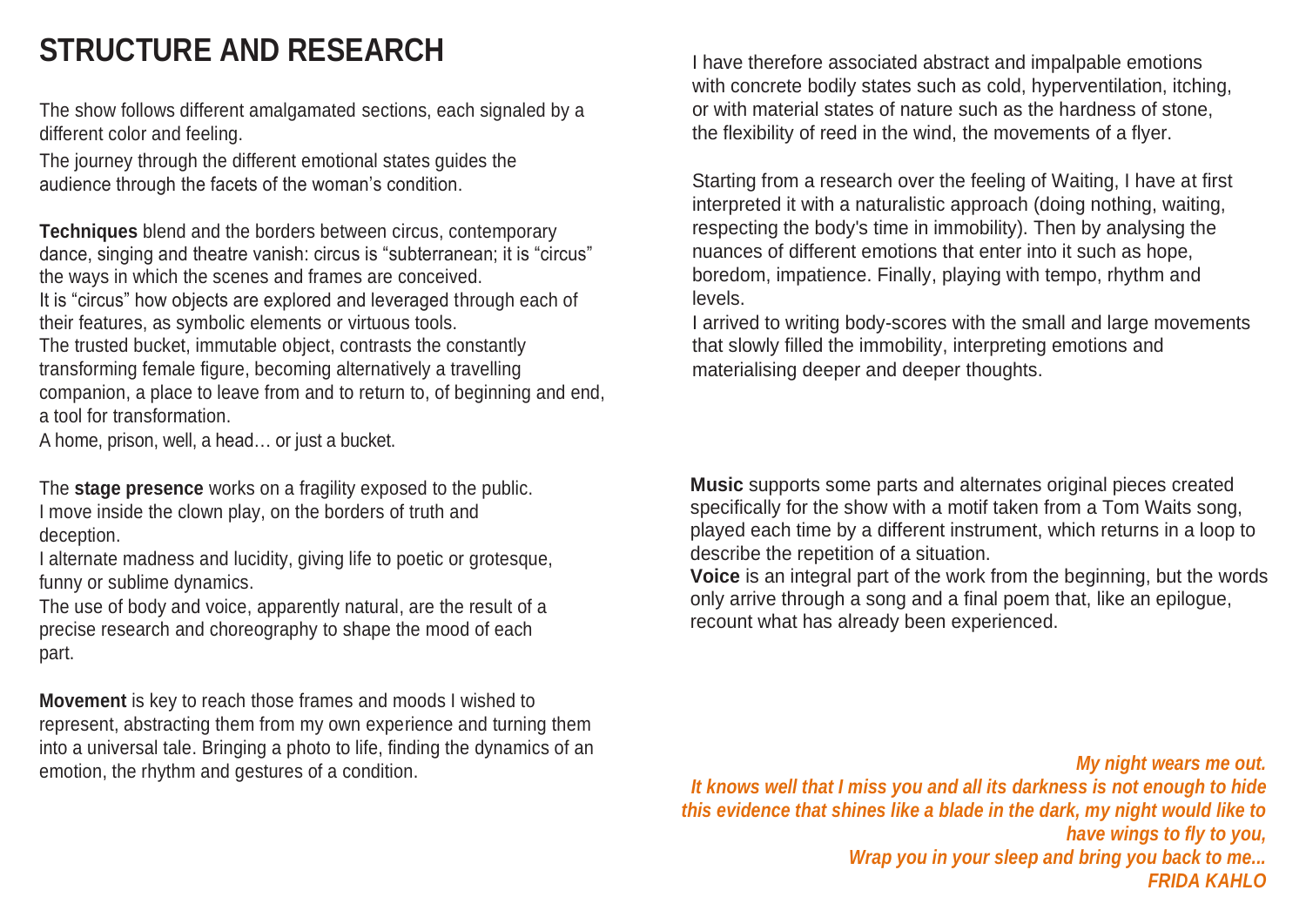# STRUCTURE AND RESEARCH

The show follows different amalgamated sections, each signaled by a different color and feeling.

The journey through the different emotional states guides the audience through the facets of the woman's condition.

**Techniques** blend and the borders between circus, contemporary dance, singing and theatre vanish: circus is "subterranean; it is "circus" the ways in which the scenes and frames are conceived.
It is "circus" how objects are explored and leveraged through each of their features, as symbolic elements or virtuous tools.
The trusted bucket, immutable object, contrasts the constantly transforming female figure, becoming alternatively a travelling companion, a place to leave from and to return to, of beginning and end, a tool for transformation.
A home, prison, well, a head… or just a bucket.

The **stage presence** works on a fragility exposed to the public.
I move inside the clown play, on the borders of truth and deception.
I alternate madness and lucidity, giving life to poetic or grotesque, funny or sublime dynamics.
The use of body and voice, apparently natural, are the result of a precise research and choreography to shape the mood of each part.

**Movement** is key to reach those frames and moods I wished to represent, abstracting them from my own experience and turning them into a universal tale. Bringing a photo to life, finding the dynamics of an emotion, the rhythm and gestures of a condition.

I have therefore associated abstract and impalpable emotions with concrete bodily states such as cold, hyperventilation, itching, or with material states of nature such as the hardness of stone, the flexibility of reed in the wind, the movements of a flyer.

Starting from a research over the feeling of Waiting, I have at first interpreted it with a naturalistic approach (doing nothing, waiting, respecting the body's time in immobility). Then by analysing the nuances of different emotions that enter into it such as hope, boredom, impatience. Finally, playing with tempo, rhythm and levels.
I arrived to writing body-scores with the small and large movements that slowly filled the immobility, interpreting emotions and materialising deeper and deeper thoughts.

**Music** supports some parts and alternates original pieces created specifically for the show with a motif taken from a Tom Waits song, played each time by a different instrument, which returns in a loop to describe the repetition of a situation.
**Voice** is an integral part of the work from the beginning, but the words only arrive through a song and a final poem that, like an epilogue, recount what has already been experienced.

***My night wears me out.***
***It knows well that I miss you and all its darkness is not enough to hide this evidence that shines like a blade in the dark, my night would like to have wings to fly to you,***
***Wrap you in your sleep and bring you back to me...***
***FRIDA KAHLO***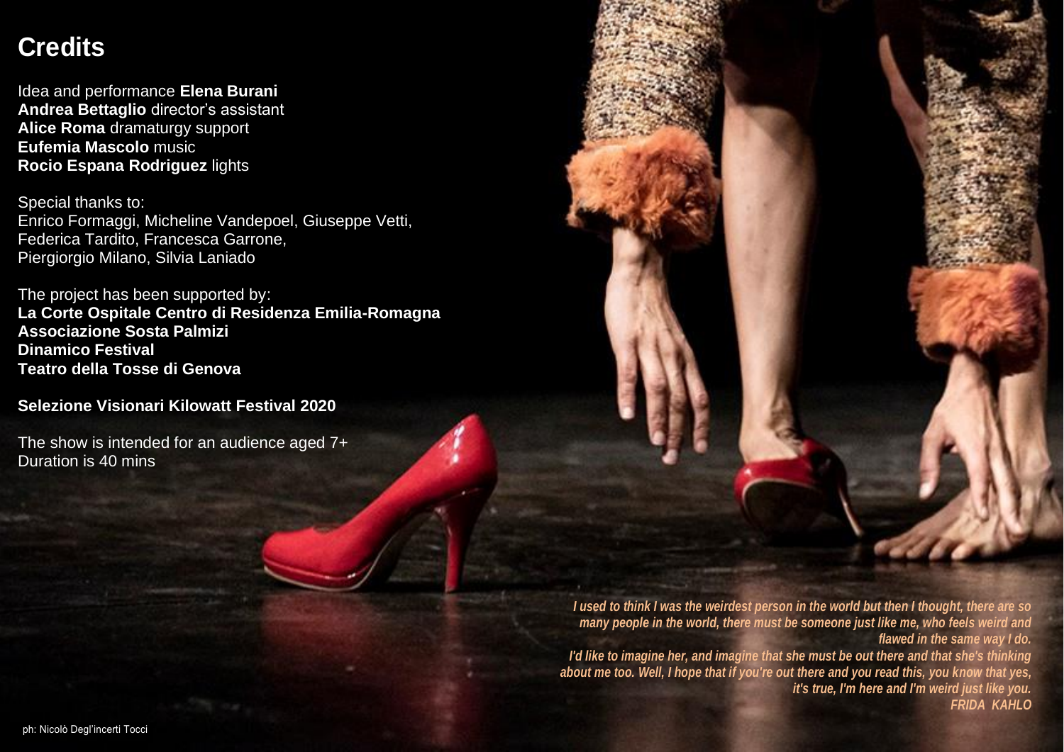# Credits

Idea and performance **Elena Burani**
**Andrea Bettaglio** director's assistant
**Alice Roma** dramaturgy support
**Eufemia Mascolo** music
**Rocio Espana Rodriguez** lights

Special thanks to:
Enrico Formaggi, Micheline Vandepoel, Giuseppe Vetti, Federica Tardito, Francesca Garrone, Piergiorgio Milano, Silvia Laniado

The project has been supported by:
**La Corte Ospitale Centro di Residenza Emilia-Romagna**
**Associazione Sosta Palmizi**
**Dinamico Festival**
**Teatro della Tosse di Genova**

**Selezione Visionari Kilowatt Festival 2020**

The show is intended for an audience aged 7+
Duration is 40 mins

***I used to think I was the weirdest person in the world but then I thought, there are so many people in the world, there must be someone just like me, who feels weird and flawed in the same way I do.***
***I'd like to imagine her, and imagine that she must be out there and that she's thinking about me too. Well, I hope that if you're out there and you read this, you know that yes, it's true, I'm here and I'm weird just like you.***
***FRIDA KAHLO***

ph: Nicolò Degl'incerti Tocci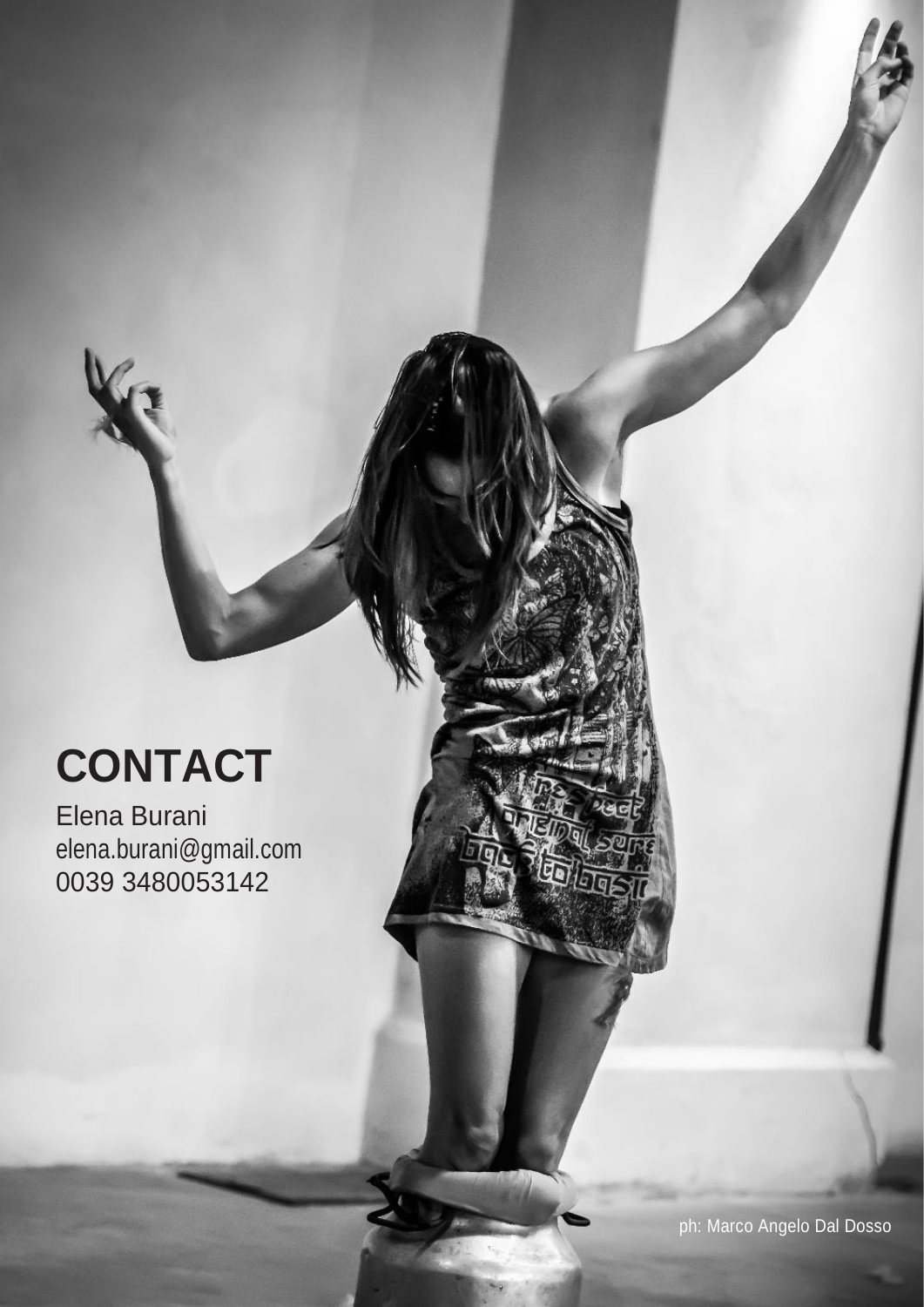# CONTACT

Elena Burani
elena.burani@gmail.com
0039 3480053142

ph: Marco Angelo Dal Dosso